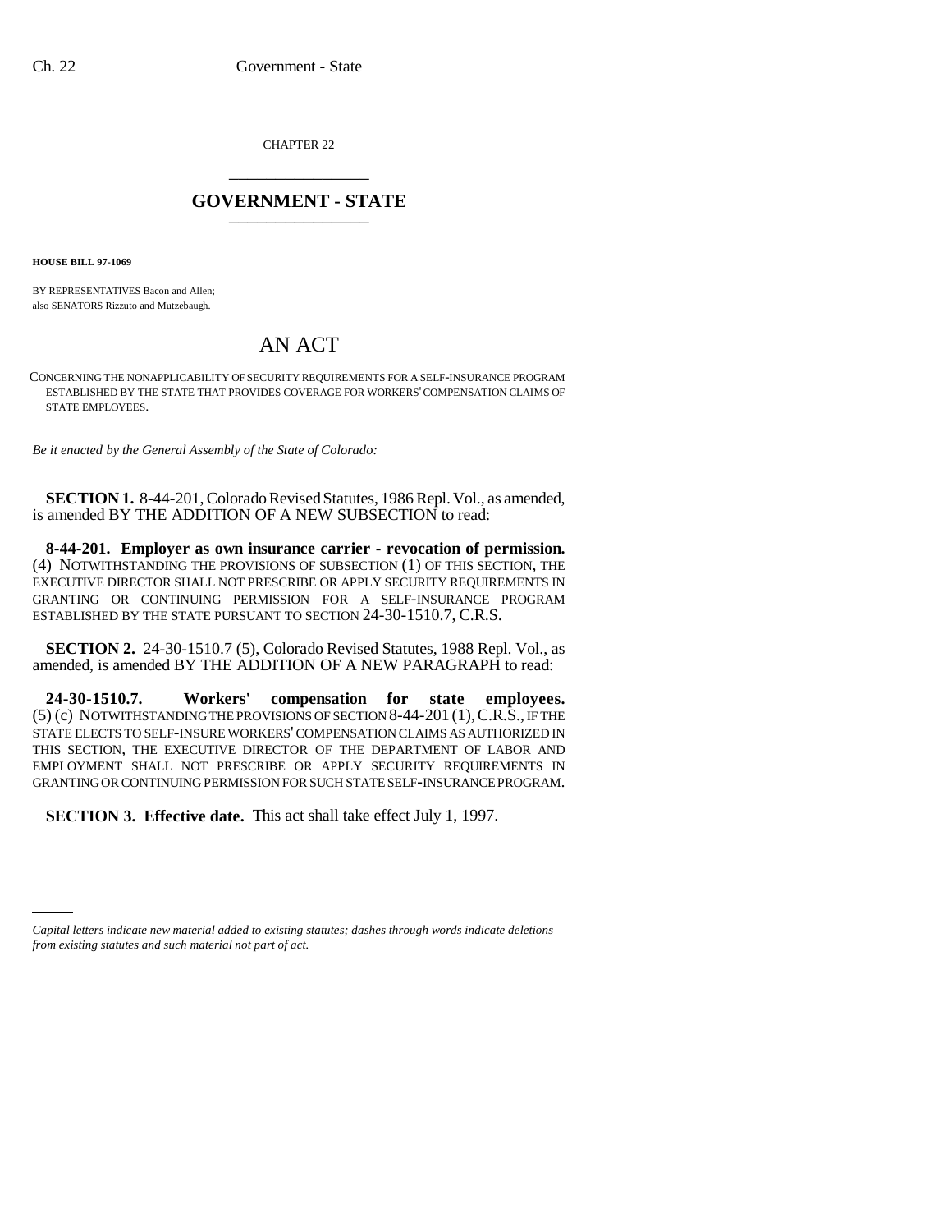CHAPTER 22

# GOVERNMENT - STATE

**HOUSE BILL 97-1069**

BY REPRESENTATIVES Bacon and Allen;
also SENATORS Rizzuto and Mutzebaugh.

# AN ACT

CONCERNING THE NONAPPLICABILITY OF SECURITY REQUIREMENTS FOR A SELF-INSURANCE PROGRAM ESTABLISHED BY THE STATE THAT PROVIDES COVERAGE FOR WORKERS' COMPENSATION CLAIMS OF STATE EMPLOYEES.

*Be it enacted by the General Assembly of the State of Colorado:*

**SECTION 1.** 8-44-201, Colorado Revised Statutes, 1986 Repl. Vol., as amended, is amended BY THE ADDITION OF A NEW SUBSECTION to read:

**8-44-201. Employer as own insurance carrier - revocation of permission.** (4) NOTWITHSTANDING THE PROVISIONS OF SUBSECTION (1) OF THIS SECTION, THE EXECUTIVE DIRECTOR SHALL NOT PRESCRIBE OR APPLY SECURITY REQUIREMENTS IN GRANTING OR CONTINUING PERMISSION FOR A SELF-INSURANCE PROGRAM ESTABLISHED BY THE STATE PURSUANT TO SECTION 24-30-1510.7, C.R.S.

**SECTION 2.** 24-30-1510.7 (5), Colorado Revised Statutes, 1988 Repl. Vol., as amended, is amended BY THE ADDITION OF A NEW PARAGRAPH to read:

**24-30-1510.7. Workers' compensation for state employees.** (5) (c) NOTWITHSTANDING THE PROVISIONS OF SECTION 8-44-201 (1), C.R.S., IF THE STATE ELECTS TO SELF-INSURE WORKERS' COMPENSATION CLAIMS AS AUTHORIZED IN THIS SECTION, THE EXECUTIVE DIRECTOR OF THE DEPARTMENT OF LABOR AND EMPLOYMENT SHALL NOT PRESCRIBE OR APPLY SECURITY REQUIREMENTS IN GRANTING OR CONTINUING PERMISSION FOR SUCH STATE SELF-INSURANCE PROGRAM.

**SECTION 3. Effective date.** This act shall take effect July 1, 1997.

*Capital letters indicate new material added to existing statutes; dashes through words indicate deletions from existing statutes and such material not part of act.*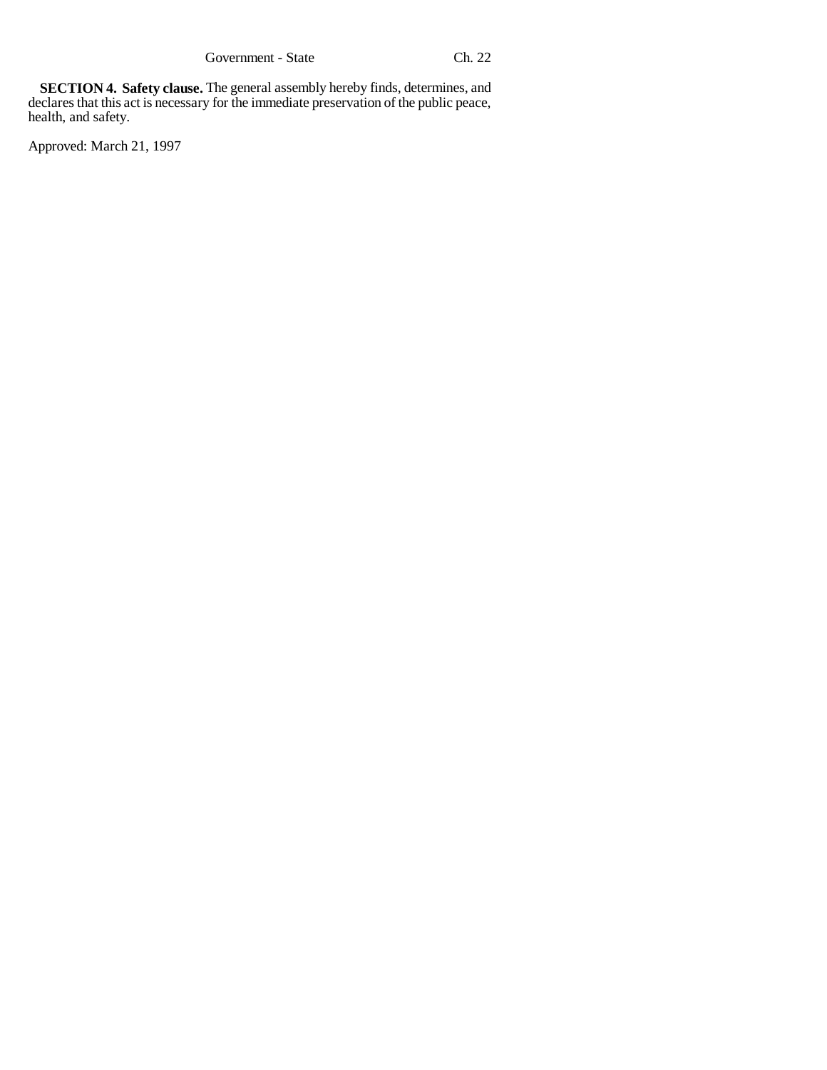**SECTION 4. Safety clause.** The general assembly hereby finds, determines, and declares that this act is necessary for the immediate preservation of the public peace, health, and safety.

Approved: March 21, 1997